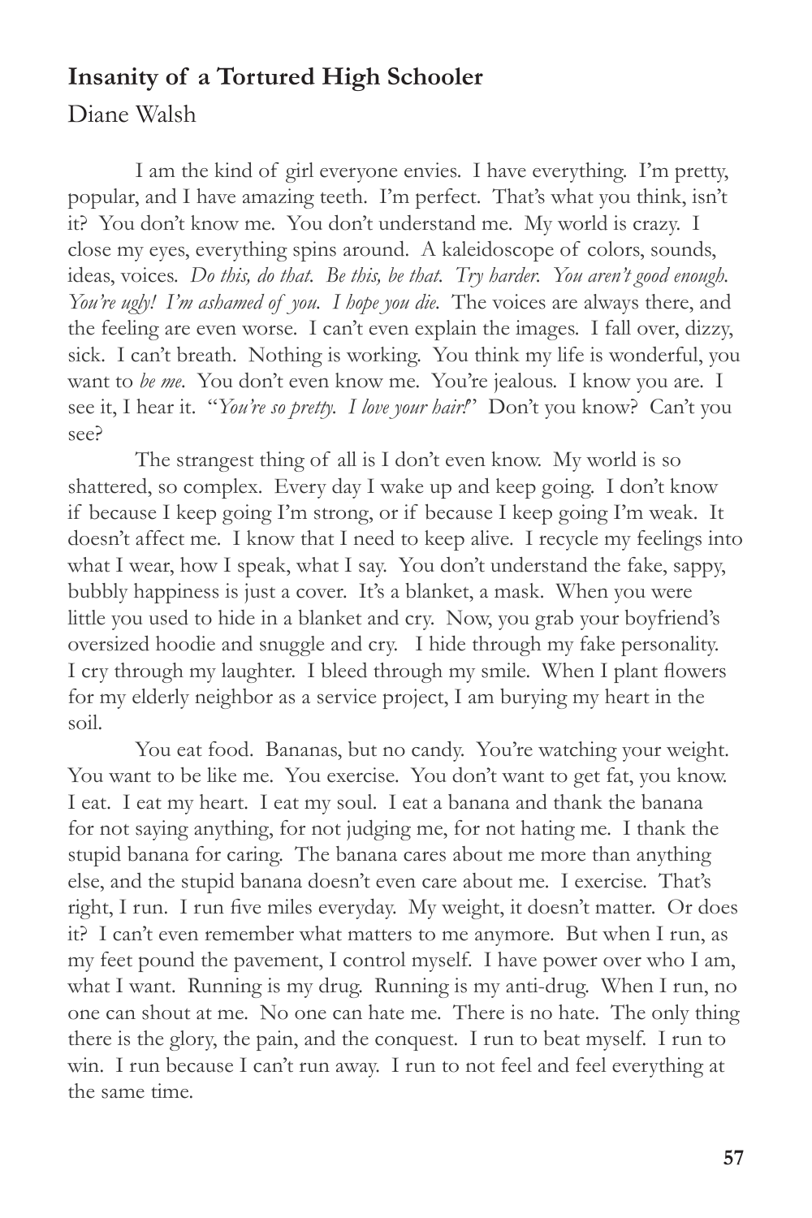## Insanity of a Tortured High Schooler

Diane Walsh

I am the kind of girl everyone envies. I have everything. I'm pretty, popular, and I have amazing teeth. I'm perfect. That's what you think, isn't it? You don't know me. You don't understand me. My world is crazy. I close my eyes, everything spins around. A kaleidoscope of colors, sounds, ideas, voices. *Do this, do that. Be this, be that. Try harder. You aren't good enough. You're ugly! I'm ashamed of you. I hope you die.* The voices are always there, and the feeling are even worse. I can't even explain the images. I fall over, dizzy, sick. I can't breath. Nothing is working. You think my life is wonderful, you want to *be me*. You don't even know me. You're jealous. I know you are. I see it, I hear it. "*You're so pretty. I love your hair!*" Don't you know? Can't you see?

The strangest thing of all is I don't even know. My world is so shattered, so complex. Every day I wake up and keep going. I don't know if because I keep going I'm strong, or if because I keep going I'm weak. It doesn't affect me. I know that I need to keep alive. I recycle my feelings into what I wear, how I speak, what I say. You don't understand the fake, sappy, bubbly happiness is just a cover. It's a blanket, a mask. When you were little you used to hide in a blanket and cry. Now, you grab your boyfriend's oversized hoodie and snuggle and cry. I hide through my fake personality. I cry through my laughter. I bleed through my smile. When I plant flowers for my elderly neighbor as a service project, I am burying my heart in the soil.

You eat food. Bananas, but no candy. You're watching your weight. You want to be like me. You exercise. You don't want to get fat, you know. I eat. I eat my heart. I eat my soul. I eat a banana and thank the banana for not saying anything, for not judging me, for not hating me. I thank the stupid banana for caring. The banana cares about me more than anything else, and the stupid banana doesn't even care about me. I exercise. That's right, I run. I run five miles everyday. My weight, it doesn't matter. Or does it? I can't even remember what matters to me anymore. But when I run, as my feet pound the pavement, I control myself. I have power over who I am, what I want. Running is my drug. Running is my anti-drug. When I run, no one can shout at me. No one can hate me. There is no hate. The only thing there is the glory, the pain, and the conquest. I run to beat myself. I run to win. I run because I can't run away. I run to not feel and feel everything at the same time.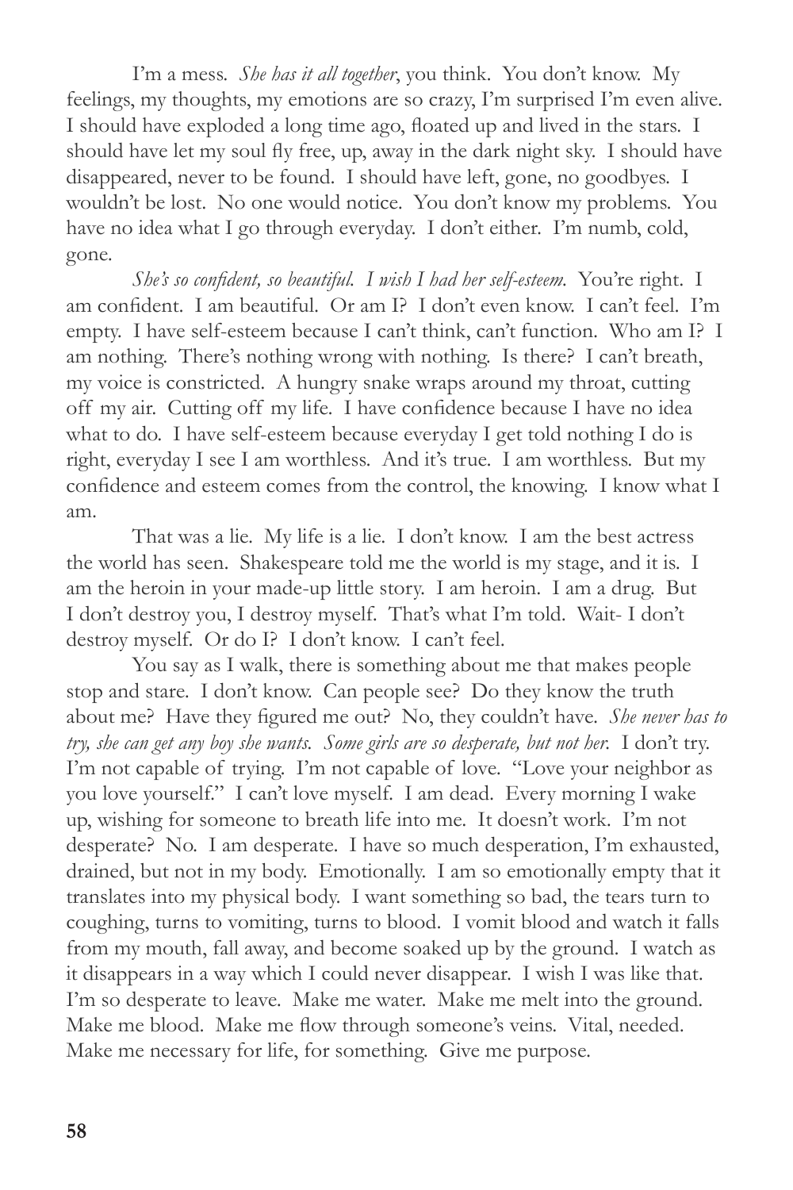I'm a mess. *She has it all together*, you think. You don't know. My feelings, my thoughts, my emotions are so crazy, I'm surprised I'm even alive. I should have exploded a long time ago, floated up and lived in the stars. I should have let my soul fly free, up, away in the dark night sky. I should have disappeared, never to be found. I should have left, gone, no goodbyes. I wouldn't be lost. No one would notice. You don't know my problems. You have no idea what I go through everyday. I don't either. I'm numb, cold, gone.

*She's so confident, so beautiful. I wish I had her self-esteem.* You're right. I am confident. I am beautiful. Or am I? I don't even know. I can't feel. I'm empty. I have self-esteem because I can't think, can't function. Who am I? I am nothing. There's nothing wrong with nothing. Is there? I can't breath, my voice is constricted. A hungry snake wraps around my throat, cutting off my air. Cutting off my life. I have confidence because I have no idea what to do. I have self-esteem because everyday I get told nothing I do is right, everyday I see I am worthless. And it's true. I am worthless. But my confidence and esteem comes from the control, the knowing. I know what I am.

That was a lie. My life is a lie. I don't know. I am the best actress the world has seen. Shakespeare told me the world is my stage, and it is. I am the heroin in your made-up little story. I am heroin. I am a drug. But I don't destroy you, I destroy myself. That's what I'm told. Wait- I don't destroy myself. Or do I? I don't know. I can't feel.

You say as I walk, there is something about me that makes people stop and stare. I don't know. Can people see? Do they know the truth about me? Have they figured me out? No, they couldn't have. *She never has to try, she can get any boy she wants. Some girls are so desperate, but not her.* I don't try. I'm not capable of trying. I'm not capable of love. "Love your neighbor as you love yourself." I can't love myself. I am dead. Every morning I wake up, wishing for someone to breath life into me. It doesn't work. I'm not desperate? No. I am desperate. I have so much desperation, I'm exhausted, drained, but not in my body. Emotionally. I am so emotionally empty that it translates into my physical body. I want something so bad, the tears turn to coughing, turns to vomiting, turns to blood. I vomit blood and watch it falls from my mouth, fall away, and become soaked up by the ground. I watch as it disappears in a way which I could never disappear. I wish I was like that. I'm so desperate to leave. Make me water. Make me melt into the ground. Make me blood. Make me flow through someone's veins. Vital, needed. Make me necessary for life, for something. Give me purpose.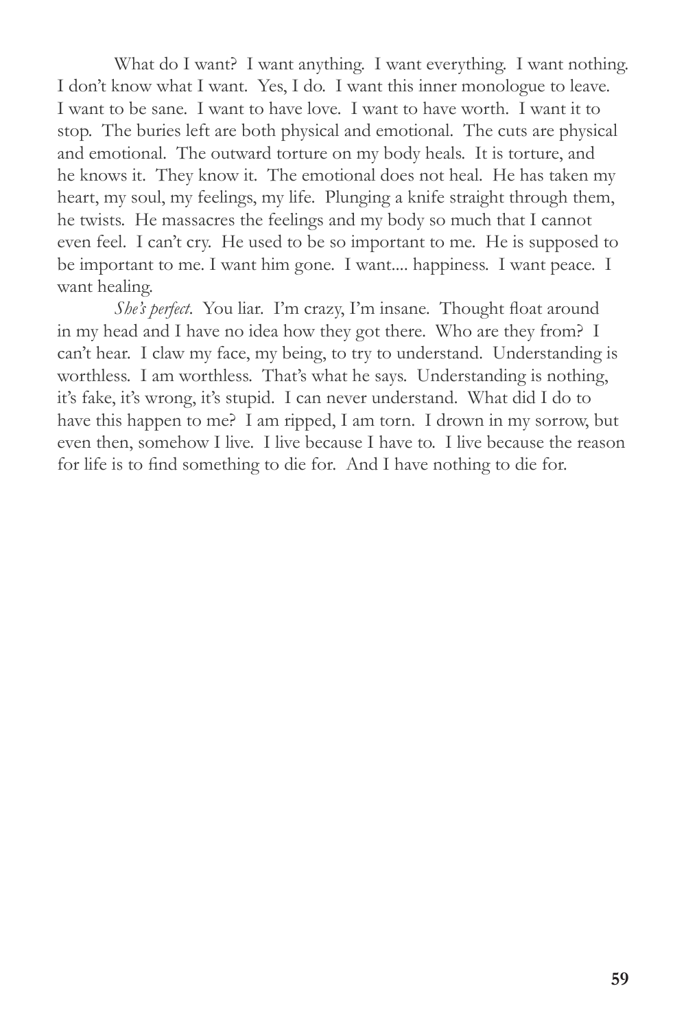What do I want? I want anything. I want everything. I want nothing. I don't know what I want. Yes, I do. I want this inner monologue to leave. I want to be sane. I want to have love. I want to have worth. I want it to stop. The buries left are both physical and emotional. The cuts are physical and emotional. The outward torture on my body heals. It is torture, and he knows it. They know it. The emotional does not heal. He has taken my heart, my soul, my feelings, my life. Plunging a knife straight through them, he twists. He massacres the feelings and my body so much that I cannot even feel. I can't cry. He used to be so important to me. He is supposed to be important to me. I want him gone. I want.... happiness. I want peace. I want healing.

*She's perfect*. You liar. I'm crazy, I'm insane. Thought float around in my head and I have no idea how they got there. Who are they from? I can't hear. I claw my face, my being, to try to understand. Understanding is worthless. I am worthless. That's what he says. Understanding is nothing, it's fake, it's wrong, it's stupid. I can never understand. What did I do to have this happen to me? I am ripped, I am torn. I drown in my sorrow, but even then, somehow I live. I live because I have to. I live because the reason for life is to find something to die for. And I have nothing to die for.